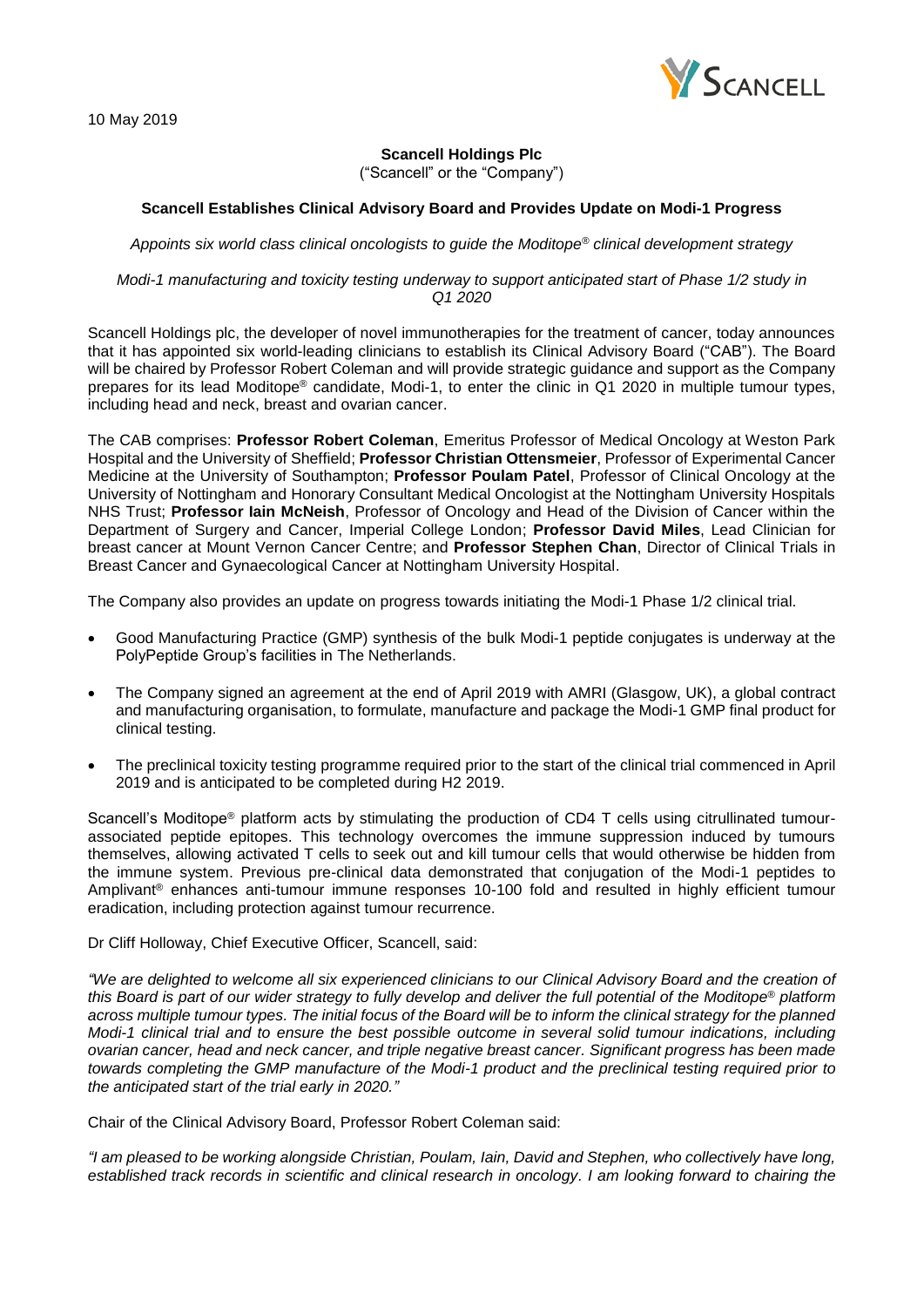10 May 2019

**Scancell Holdings Plc**
("Scancell" or the "Company")

**Scancell Establishes Clinical Advisory Board and Provides Update on Modi-1 Progress**

*Appoints six world class clinical oncologists to guide the Moditope® clinical development strategy*

*Modi-1 manufacturing and toxicity testing underway to support anticipated start of Phase 1/2 study in Q1 2020*

Scancell Holdings plc, the developer of novel immunotherapies for the treatment of cancer, today announces that it has appointed six world-leading clinicians to establish its Clinical Advisory Board ("CAB"). The Board will be chaired by Professor Robert Coleman and will provide strategic guidance and support as the Company prepares for its lead Moditope® candidate, Modi-1, to enter the clinic in Q1 2020 in multiple tumour types, including head and neck, breast and ovarian cancer.

The CAB comprises: **Professor Robert Coleman**, Emeritus Professor of Medical Oncology at Weston Park Hospital and the University of Sheffield; **Professor Christian Ottensmeier**, Professor of Experimental Cancer Medicine at the University of Southampton; **Professor Poulam Patel**, Professor of Clinical Oncology at the University of Nottingham and Honorary Consultant Medical Oncologist at the Nottingham University Hospitals NHS Trust; **Professor Iain McNeish**, Professor of Oncology and Head of the Division of Cancer within the Department of Surgery and Cancer, Imperial College London; **Professor David Miles**, Lead Clinician for breast cancer at Mount Vernon Cancer Centre; and **Professor Stephen Chan**, Director of Clinical Trials in Breast Cancer and Gynaecological Cancer at Nottingham University Hospital.

The Company also provides an update on progress towards initiating the Modi-1 Phase 1/2 clinical trial.

- Good Manufacturing Practice (GMP) synthesis of the bulk Modi-1 peptide conjugates is underway at the PolyPeptide Group's facilities in The Netherlands.
- The Company signed an agreement at the end of April 2019 with AMRI (Glasgow, UK), a global contract and manufacturing organisation, to formulate, manufacture and package the Modi-1 GMP final product for clinical testing.
- The preclinical toxicity testing programme required prior to the start of the clinical trial commenced in April 2019 and is anticipated to be completed during H2 2019.

Scancell's Moditope® platform acts by stimulating the production of CD4 T cells using citrullinated tumour-associated peptide epitopes. This technology overcomes the immune suppression induced by tumours themselves, allowing activated T cells to seek out and kill tumour cells that would otherwise be hidden from the immune system. Previous pre-clinical data demonstrated that conjugation of the Modi-1 peptides to Amplivant® enhances anti-tumour immune responses 10-100 fold and resulted in highly efficient tumour eradication, including protection against tumour recurrence.

Dr Cliff Holloway, Chief Executive Officer, Scancell, said:

*"We are delighted to welcome all six experienced clinicians to our Clinical Advisory Board and the creation of this Board is part of our wider strategy to fully develop and deliver the full potential of the Moditope® platform across multiple tumour types. The initial focus of the Board will be to inform the clinical strategy for the planned Modi-1 clinical trial and to ensure the best possible outcome in several solid tumour indications, including ovarian cancer, head and neck cancer, and triple negative breast cancer. Significant progress has been made towards completing the GMP manufacture of the Modi-1 product and the preclinical testing required prior to the anticipated start of the trial early in 2020."*

Chair of the Clinical Advisory Board, Professor Robert Coleman said:

*"I am pleased to be working alongside Christian, Poulam, Iain, David and Stephen, who collectively have long, established track records in scientific and clinical research in oncology. I am looking forward to chairing the*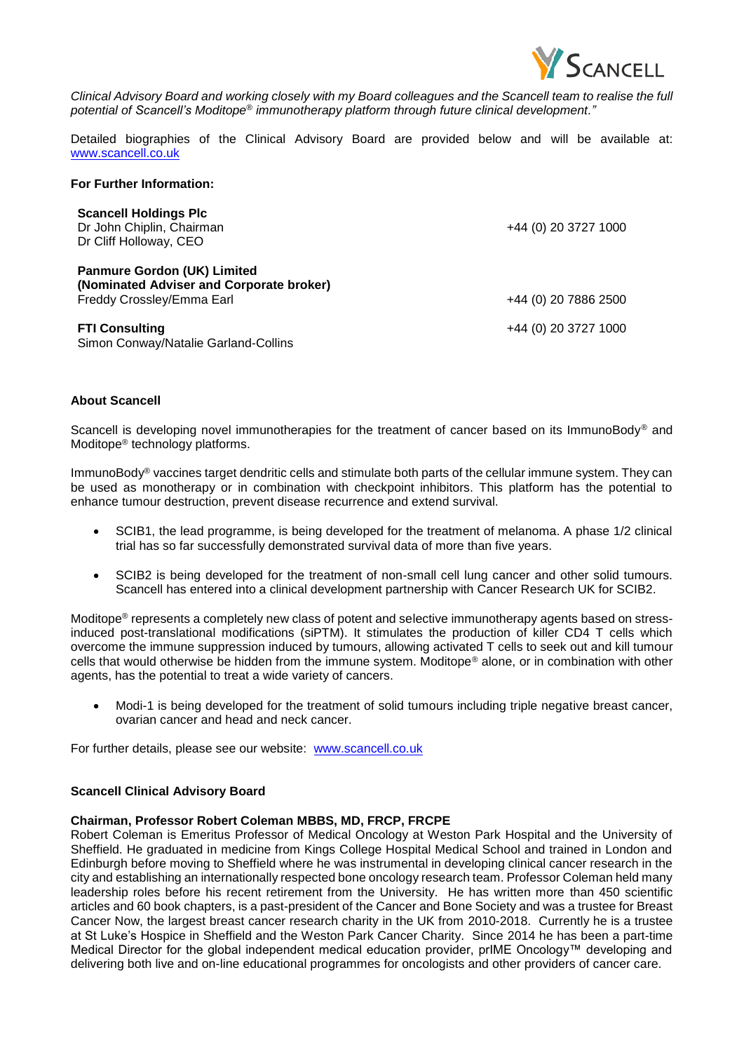*Clinical Advisory Board and working closely with my Board colleagues and the Scancell team to realise the full potential of Scancell's Moditope® immunotherapy platform through future clinical development."*

Detailed biographies of the Clinical Advisory Board are provided below and will be available at: www.scancell.co.uk

**For Further Information:**

| | |
|---|---|
| **Scancell Holdings Plc**<br>Dr John Chiplin, Chairman<br>Dr Cliff Holloway, CEO | +44 (0) 20 3727 1000 |
| **Panmure Gordon (UK) Limited**<br>**(Nominated Adviser and Corporate broker)**<br>Freddy Crossley/Emma Earl | +44 (0) 20 7886 2500 |
| **FTI Consulting**<br>Simon Conway/Natalie Garland-Collins | +44 (0) 20 3727 1000 |

**About Scancell**

Scancell is developing novel immunotherapies for the treatment of cancer based on its ImmunoBody® and Moditope® technology platforms.

ImmunoBody® vaccines target dendritic cells and stimulate both parts of the cellular immune system. They can be used as monotherapy or in combination with checkpoint inhibitors. This platform has the potential to enhance tumour destruction, prevent disease recurrence and extend survival.

- SCIB1, the lead programme, is being developed for the treatment of melanoma. A phase 1/2 clinical trial has so far successfully demonstrated survival data of more than five years.
- SCIB2 is being developed for the treatment of non-small cell lung cancer and other solid tumours. Scancell has entered into a clinical development partnership with Cancer Research UK for SCIB2.

Moditope® represents a completely new class of potent and selective immunotherapy agents based on stress-induced post-translational modifications (siPTM). It stimulates the production of killer CD4 T cells which overcome the immune suppression induced by tumours, allowing activated T cells to seek out and kill tumour cells that would otherwise be hidden from the immune system. Moditope® alone, or in combination with other agents, has the potential to treat a wide variety of cancers.

- Modi-1 is being developed for the treatment of solid tumours including triple negative breast cancer, ovarian cancer and head and neck cancer.

For further details, please see our website: www.scancell.co.uk

**Scancell Clinical Advisory Board**

**Chairman, Professor Robert Coleman MBBS, MD, FRCP, FRCPE**
Robert Coleman is Emeritus Professor of Medical Oncology at Weston Park Hospital and the University of Sheffield. He graduated in medicine from Kings College Hospital Medical School and trained in London and Edinburgh before moving to Sheffield where he was instrumental in developing clinical cancer research in the city and establishing an internationally respected bone oncology research team. Professor Coleman held many leadership roles before his recent retirement from the University. He has written more than 450 scientific articles and 60 book chapters, is a past-president of the Cancer and Bone Society and was a trustee for Breast Cancer Now, the largest breast cancer research charity in the UK from 2010-2018. Currently he is a trustee at St Luke's Hospice in Sheffield and the Weston Park Cancer Charity. Since 2014 he has been a part-time Medical Director for the global independent medical education provider, prIME Oncology™ developing and delivering both live and on-line educational programmes for oncologists and other providers of cancer care.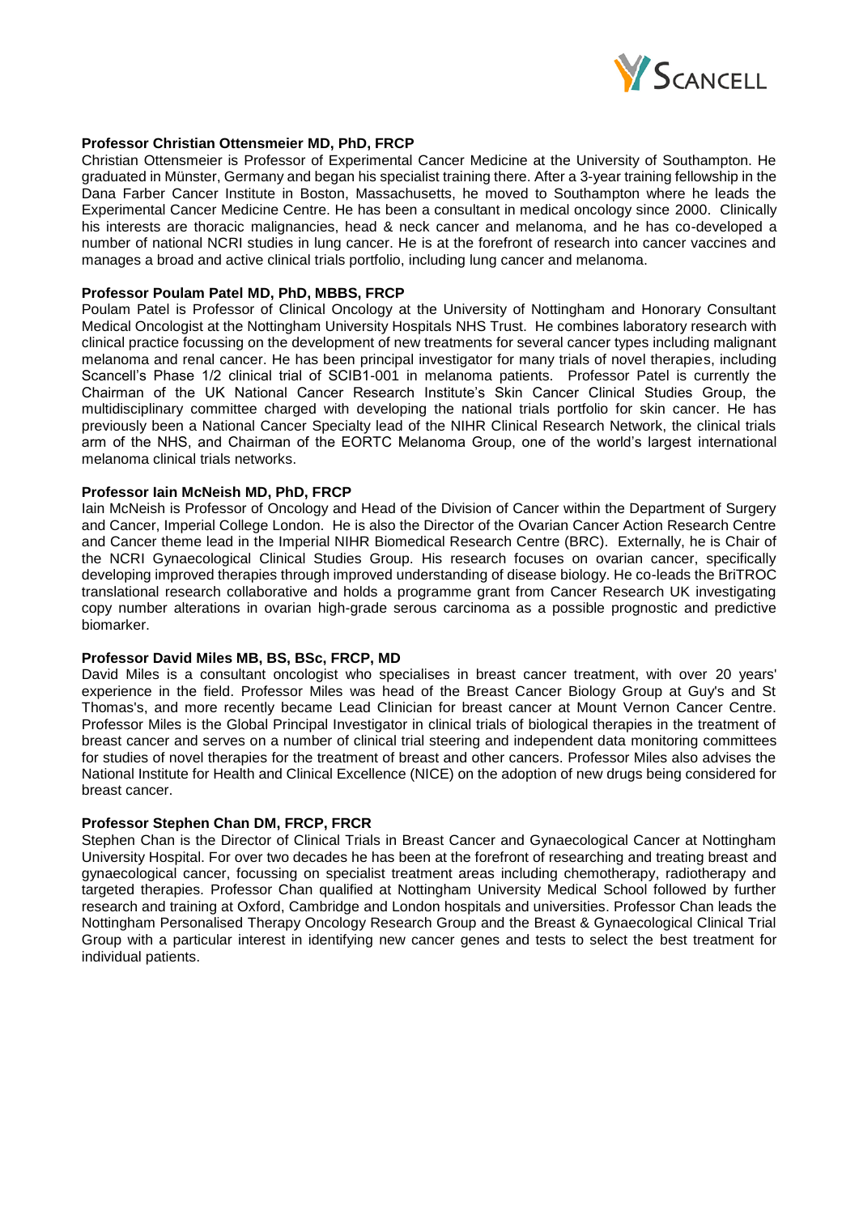**Professor Christian Ottensmeier MD, PhD, FRCP**

Christian Ottensmeier is Professor of Experimental Cancer Medicine at the University of Southampton. He graduated in Münster, Germany and began his specialist training there. After a 3-year training fellowship in the Dana Farber Cancer Institute in Boston, Massachusetts, he moved to Southampton where he leads the Experimental Cancer Medicine Centre. He has been a consultant in medical oncology since 2000. Clinically his interests are thoracic malignancies, head & neck cancer and melanoma, and he has co-developed a number of national NCRI studies in lung cancer. He is at the forefront of research into cancer vaccines and manages a broad and active clinical trials portfolio, including lung cancer and melanoma.

**Professor Poulam Patel MD, PhD, MBBS, FRCP**

Poulam Patel is Professor of Clinical Oncology at the University of Nottingham and Honorary Consultant Medical Oncologist at the Nottingham University Hospitals NHS Trust. He combines laboratory research with clinical practice focussing on the development of new treatments for several cancer types including malignant melanoma and renal cancer. He has been principal investigator for many trials of novel therapies, including Scancell's Phase 1/2 clinical trial of SCIB1-001 in melanoma patients. Professor Patel is currently the Chairman of the UK National Cancer Research Institute's Skin Cancer Clinical Studies Group, the multidisciplinary committee charged with developing the national trials portfolio for skin cancer. He has previously been a National Cancer Specialty lead of the NIHR Clinical Research Network, the clinical trials arm of the NHS, and Chairman of the EORTC Melanoma Group, one of the world's largest international melanoma clinical trials networks.

**Professor Iain McNeish MD, PhD, FRCP**

Iain McNeish is Professor of Oncology and Head of the Division of Cancer within the Department of Surgery and Cancer, Imperial College London. He is also the Director of the Ovarian Cancer Action Research Centre and Cancer theme lead in the Imperial NIHR Biomedical Research Centre (BRC). Externally, he is Chair of the NCRI Gynaecological Clinical Studies Group. His research focuses on ovarian cancer, specifically developing improved therapies through improved understanding of disease biology. He co-leads the BriTROC translational research collaborative and holds a programme grant from Cancer Research UK investigating copy number alterations in ovarian high-grade serous carcinoma as a possible prognostic and predictive biomarker.

**Professor David Miles MB, BS, BSc, FRCP, MD**

David Miles is a consultant oncologist who specialises in breast cancer treatment, with over 20 years' experience in the field. Professor Miles was head of the Breast Cancer Biology Group at Guy's and St Thomas's, and more recently became Lead Clinician for breast cancer at Mount Vernon Cancer Centre. Professor Miles is the Global Principal Investigator in clinical trials of biological therapies in the treatment of breast cancer and serves on a number of clinical trial steering and independent data monitoring committees for studies of novel therapies for the treatment of breast and other cancers. Professor Miles also advises the National Institute for Health and Clinical Excellence (NICE) on the adoption of new drugs being considered for breast cancer.

**Professor Stephen Chan DM, FRCP, FRCR**

Stephen Chan is the Director of Clinical Trials in Breast Cancer and Gynaecological Cancer at Nottingham University Hospital. For over two decades he has been at the forefront of researching and treating breast and gynaecological cancer, focussing on specialist treatment areas including chemotherapy, radiotherapy and targeted therapies. Professor Chan qualified at Nottingham University Medical School followed by further research and training at Oxford, Cambridge and London hospitals and universities. Professor Chan leads the Nottingham Personalised Therapy Oncology Research Group and the Breast & Gynaecological Clinical Trial Group with a particular interest in identifying new cancer genes and tests to select the best treatment for individual patients.